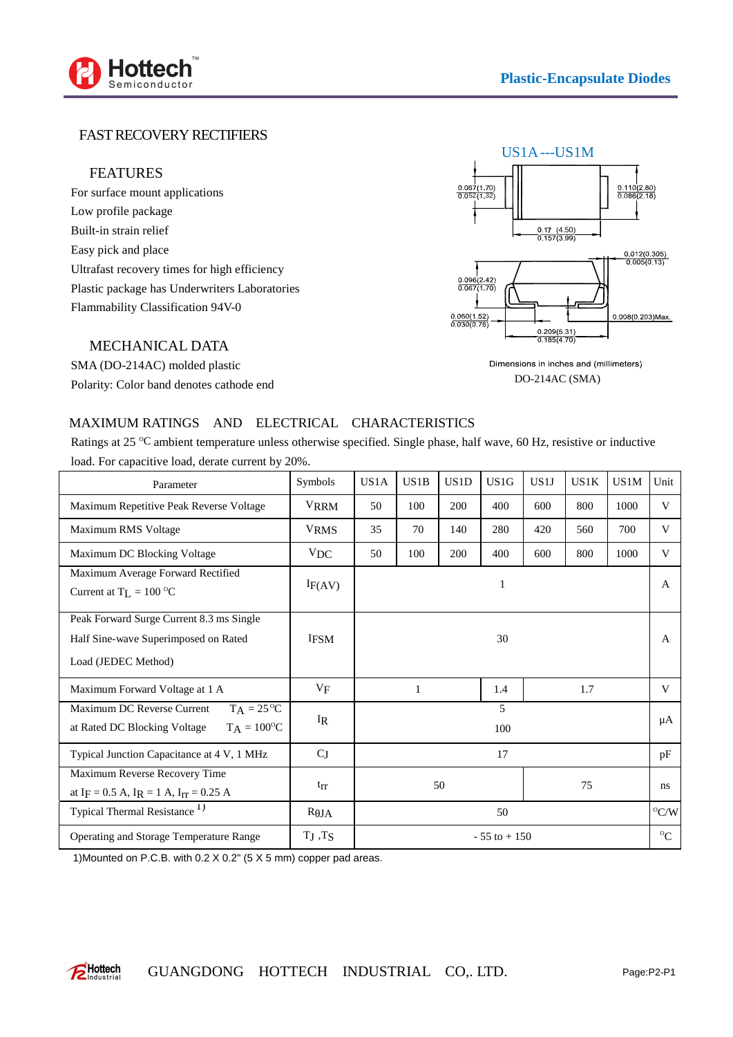# FAST RECOVERY RECTIFIERS

## US1A---US1M

### FEATURES

For surface mount applications
Low profile package
Built-in strain relief
Easy pick and place
Ultrafast recovery times for high efficiency
Plastic package has Underwriters Laboratories
Flammability Classification 94V-0

### MECHANICAL DATA

SMA (DO-214AC) molded plastic
Polarity: Color band denotes cathode end

0.067(1.70) 0.052(1.32)
0.110(2.80) 0.086(2.18)
0.17 (4.50) 0.157(3.99)
0.012(0.305) 0.005(0.13)
0.096(2.42) 0.067(1.70)
0.060(1.52) 0.030(0.76)
0.008(0.203)Max.
0.209(5.31) 0.185(4.70)

Dimensions in inches and (millimeters)

DO-214AC (SMA)

## MAXIMUM RATINGS AND ELECTRICAL CHARACTERISTICS

Ratings at 25 °C ambient temperature unless otherwise specified. Single phase, half wave, 60 Hz, resistive or inductive load. For capacitive load, derate current by 20%.

| Parameter | Symbols | US1A | US1B | US1D | US1G | US1J | US1K | US1M | Unit |
|---|---|---|---|---|---|---|---|---|---|
| Maximum Repetitive Peak Reverse Voltage | $V_{RRM}$ | 50 | 100 | 200 | 400 | 600 | 800 | 1000 | V |
| Maximum RMS Voltage | $V_{RMS}$ | 35 | 70 | 140 | 280 | 420 | 560 | 700 | V |
| Maximum DC Blocking Voltage | $V_{DC}$ | 50 | 100 | 200 | 400 | 600 | 800 | 1000 | V |
| Maximum Average Forward Rectified Current at $T_L$ = 100 °C | $I_{F(AV)}$ | 1 | | | | | | | A |
| Peak Forward Surge Current 8.3 ms Single Half Sine-wave Superimposed on Rated Load (JEDEC Method) | $I_{FSM}$ | 30 | | | | | | | A |
| Maximum Forward Voltage at 1 A | $V_F$ | 1 | | | 1.4 | 1.7 | | | V |
| Maximum DC Reverse Current at Rated DC Blocking Voltage $T_A$ = 25 °C / $T_A$ = 100 °C | $I_R$ | 5 / 100 | | | | | | | μA |
| Typical Junction Capacitance at 4 V, 1 MHz | $C_J$ | 17 | | | | | | | pF |
| Maximum Reverse Recovery Time at $I_F$ = 0.5 A, $I_R$ = 1 A, $I_{rr}$ = 0.25 A | $t_{rr}$ | 50 | | | | 75 | | | ns |
| Typical Thermal Resistance [1] | $R_{\theta JA}$ | 50 | | | | | | | °C/W |
| Operating and Storage Temperature Range | $T_J$ ,$T_S$ | - 55 to + 150 | | | | | | | °C |

1)Mounted on P.C.B. with 0.2 X 0.2" (5 X 5 mm) copper pad areas.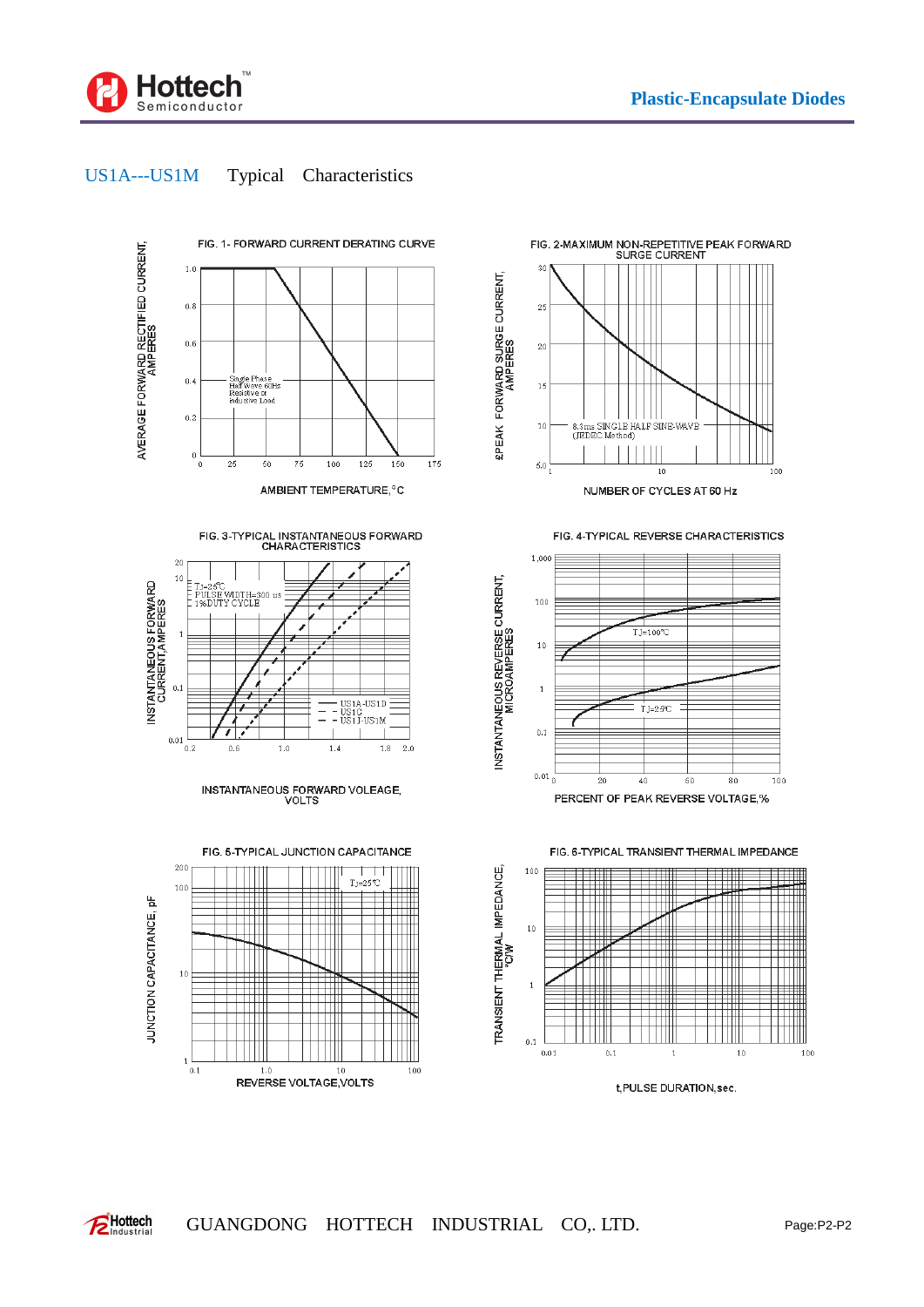## US1A---US1M Typical Characteristics

FIG. 1- FORWARD CURRENT DERATING CURVE

AVERAGE FORWARD RECTIFIED CURRENT, AMPERES

1.0
0.8
0.6
0.4
0.2
0

0 25 50 75 100 125 150 175

Single Phase
Half Wave 60Hz
Resistive or
inductive Load

AMBIENT TEMPERATURE,°C

FIG. 2-MAXIMUM NON-REPETITIVE PEAK FORWARD SURGE CURRENT

PEAK FORWARD SURGE CURRENT, AMPERES

30
25
20
15
10
5.0

1 10 100

8.3ms SINGLE HALF SINE-WAVE
(JEDEC Method)

NUMBER OF CYCLES AT 60 Hz

FIG. 3-TYPICAL INSTANTANEOUS FORWARD CHARACTERISTICS

INSTANTANEOUS FORWARD CURRENT,AMPERES

20
10
1
0.1
0.01

0.2 0.6 1.0 1.4 1.8 2.0

TJ=25℃
PULSE WIDTH=300 us
1%DUTY CYCLE

US1A-US1D
US1G
US1J-US1M

INSTANTANEOUS FORWARD VOLEAGE, VOLTS

FIG. 4-TYPICAL REVERSE CHARACTERISTICS

INSTANTANEOUS REVERSE CURRENT, MICROAMPERES

1,000
100
10
1
0.1
0.01

0 20 40 60 80 100

TJ=100℃
TJ=25℃

PERCENT OF PEAK REVERSE VOLTAGE,%

FIG. 5-TYPICAL JUNCTION CAPACITANCE

JUNCTION CAPACITANCE, pF

200
100
10
1

0.1 1.0 10 100

TJ=25℃

REVERSE VOLTAGE,VOLTS

FIG. 6-TYPICAL TRANSIENT THERMAL IMPEDANCE

TRANSIENT THERMAL IMPEDANCE, ℃/W

100
10
1
0.1

0.01 0.1 1 10 100

t,PULSE DURATION,sec.